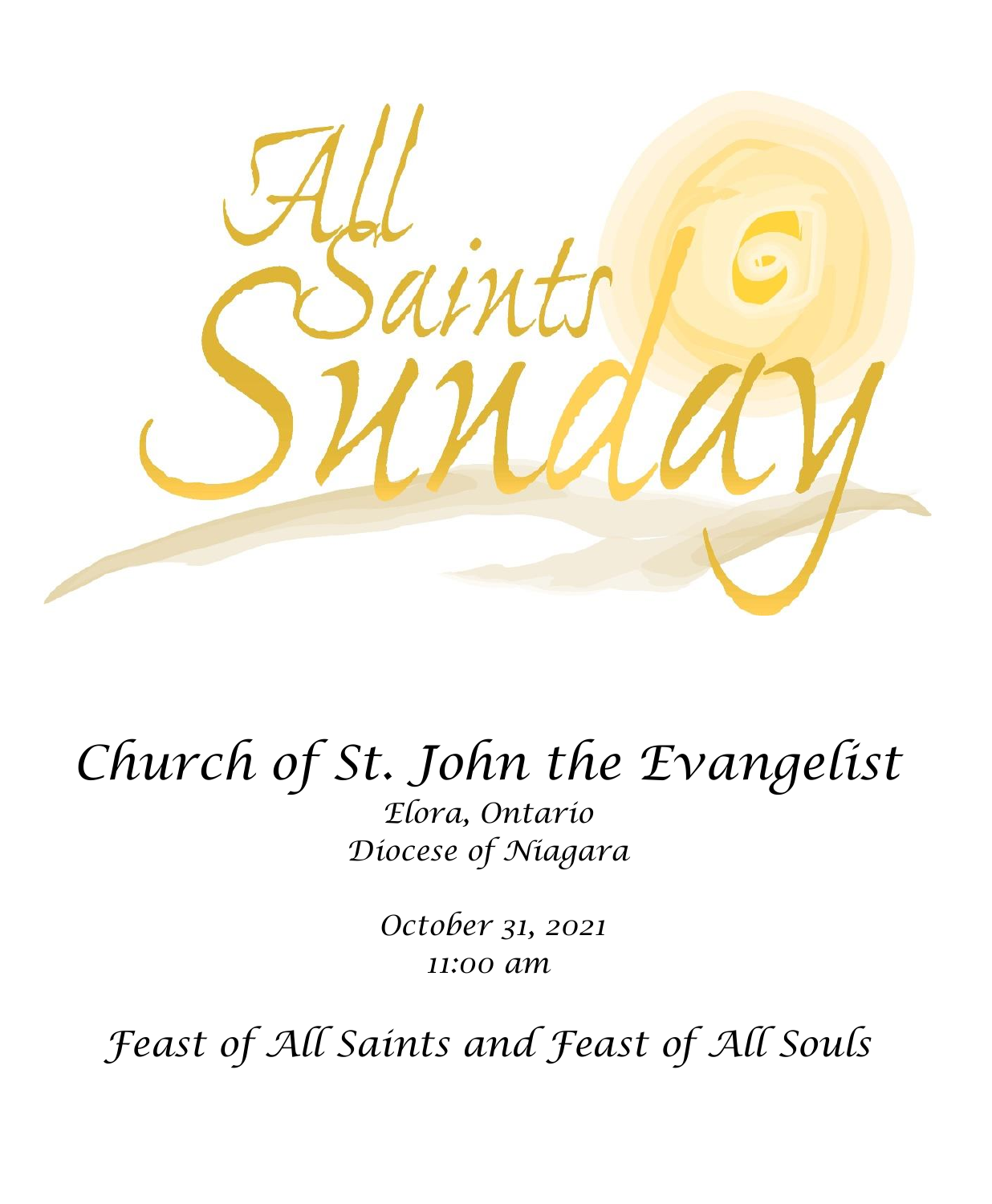# All Saints Sunday

# Church of St. John the Evangelist

*Elora, Ontario*
*Diocese of Niagara*

*October 31, 2021*
*11:00 am*

## *Feast of All Saints and Feast of All Souls*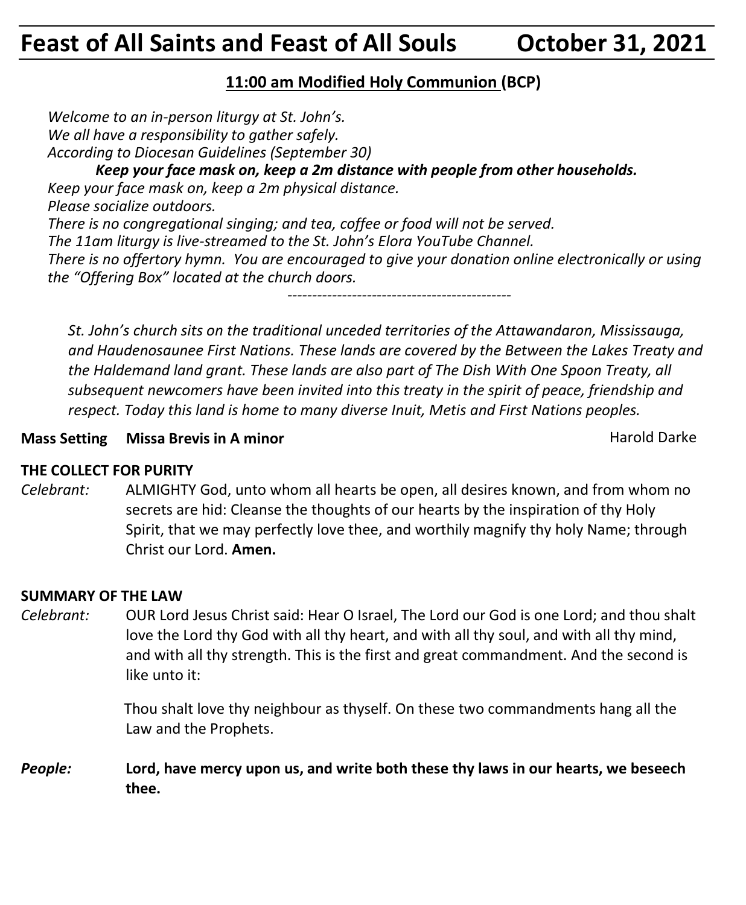# Feast of All Saints and Feast of All Souls October 31, 2021

**11:00 am Modified Holy Communion (BCP)**

*Welcome to an in-person liturgy at St. John's.*
*We all have a responsibility to gather safely.*
*According to Diocesan Guidelines (September 30)*

***Keep your face mask on, keep a 2m distance with people from other households.***

*Keep your face mask on, keep a 2m physical distance.*
*Please socialize outdoors.*
*There is no congregational singing; and tea, coffee or food will not be served.*
*The 11am liturgy is live-streamed to the St. John's Elora YouTube Channel.*
*There is no offertory hymn. You are encouraged to give your donation online electronically or using the "Offering Box" located at the church doors.*

---

*St. John's church sits on the traditional unceded territories of the Attawandaron, Mississauga, and Haudenosaunee First Nations. These lands are covered by the Between the Lakes Treaty and the Haldemand land grant. These lands are also part of The Dish With One Spoon Treaty, all subsequent newcomers have been invited into this treaty in the spirit of peace, friendship and respect. Today this land is home to many diverse Inuit, Metis and First Nations peoples.*

**Mass Setting Missa Brevis in A minor** Harold Darke

**THE COLLECT FOR PURITY**

*Celebrant:* ALMIGHTY God, unto whom all hearts be open, all desires known, and from whom no secrets are hid: Cleanse the thoughts of our hearts by the inspiration of thy Holy Spirit, that we may perfectly love thee, and worthily magnify thy holy Name; through Christ our Lord. **Amen.**

**SUMMARY OF THE LAW**

*Celebrant:* OUR Lord Jesus Christ said: Hear O Israel, The Lord our God is one Lord; and thou shalt love the Lord thy God with all thy heart, and with all thy soul, and with all thy mind, and with all thy strength. This is the first and great commandment. And the second is like unto it:

Thou shalt love thy neighbour as thyself. On these two commandments hang all the Law and the Prophets.

***People:*** **Lord, have mercy upon us, and write both these thy laws in our hearts, we beseech thee.**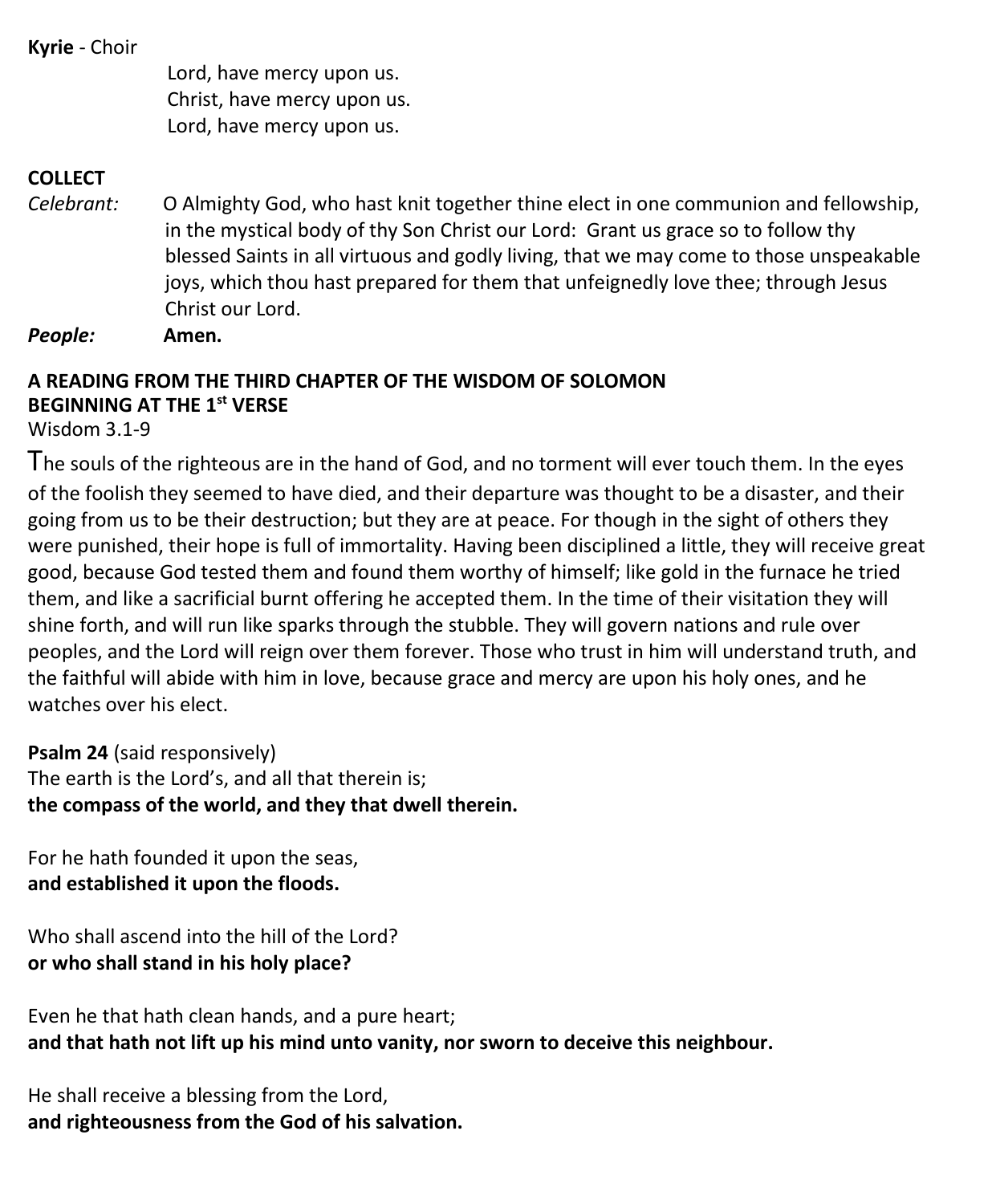**Kyrie** - Choir

Lord, have mercy upon us.
Christ, have mercy upon us.
Lord, have mercy upon us.

**COLLECT**

*Celebrant:* O Almighty God, who hast knit together thine elect in one communion and fellowship, in the mystical body of thy Son Christ our Lord: Grant us grace so to follow thy blessed Saints in all virtuous and godly living, that we may come to those unspeakable joys, which thou hast prepared for them that unfeignedly love thee; through Jesus Christ our Lord.

***People:*** **Amen.**

**A READING FROM THE THIRD CHAPTER OF THE WISDOM OF SOLOMON BEGINNING AT THE 1st VERSE**

Wisdom 3.1-9

The souls of the righteous are in the hand of God, and no torment will ever touch them. In the eyes of the foolish they seemed to have died, and their departure was thought to be a disaster, and their going from us to be their destruction; but they are at peace. For though in the sight of others they were punished, their hope is full of immortality. Having been disciplined a little, they will receive great good, because God tested them and found them worthy of himself; like gold in the furnace he tried them, and like a sacrificial burnt offering he accepted them. In the time of their visitation they will shine forth, and will run like sparks through the stubble. They will govern nations and rule over peoples, and the Lord will reign over them forever. Those who trust in him will understand truth, and the faithful will abide with him in love, because grace and mercy are upon his holy ones, and he watches over his elect.

**Psalm 24** (said responsively)

The earth is the Lord's, and all that therein is;
**the compass of the world, and they that dwell therein.**

For he hath founded it upon the seas,
**and established it upon the floods.**

Who shall ascend into the hill of the Lord?
**or who shall stand in his holy place?**

Even he that hath clean hands, and a pure heart;
**and that hath not lift up his mind unto vanity, nor sworn to deceive this neighbour.**

He shall receive a blessing from the Lord,
**and righteousness from the God of his salvation.**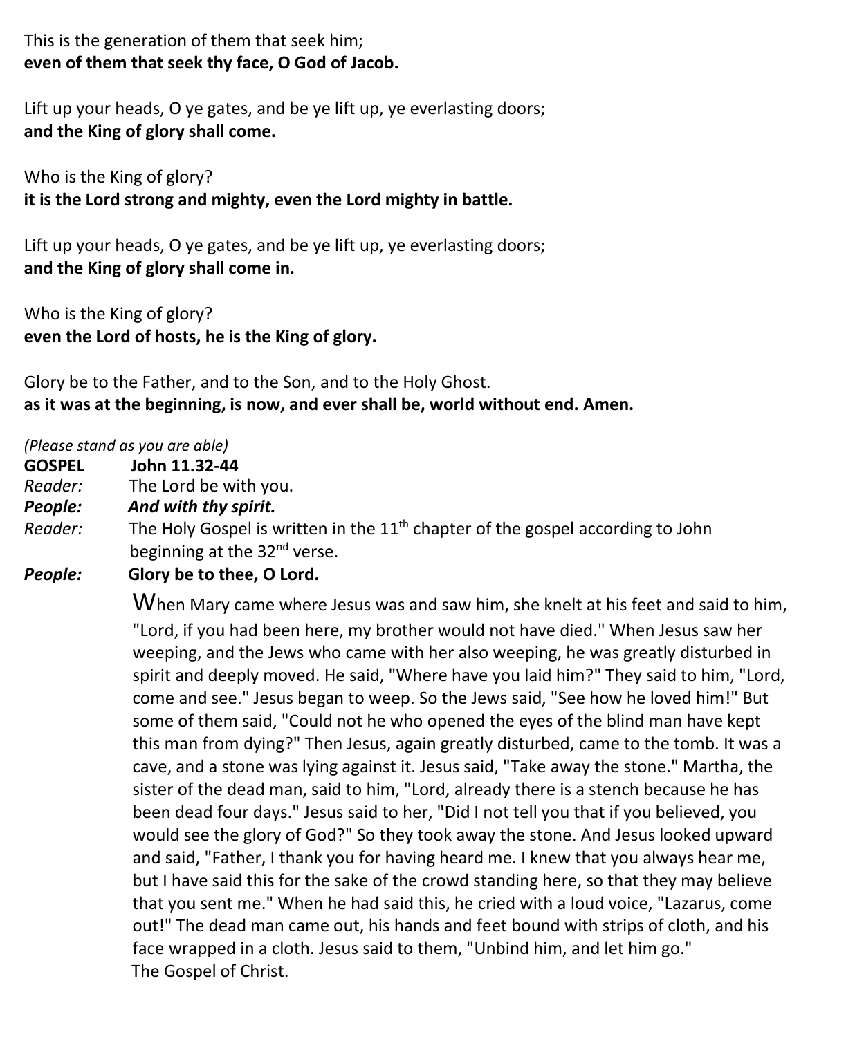This is the generation of them that seek him;
**even of them that seek thy face, O God of Jacob.**

Lift up your heads, O ye gates, and be ye lift up, ye everlasting doors;
**and the King of glory shall come.**

Who is the King of glory?
**it is the Lord strong and mighty, even the Lord mighty in battle.**

Lift up your heads, O ye gates, and be ye lift up, ye everlasting doors;
**and the King of glory shall come in.**

Who is the King of glory?
**even the Lord of hosts, he is the King of glory.**

Glory be to the Father, and to the Son, and to the Holy Ghost.
**as it was at the beginning, is now, and ever shall be, world without end. Amen.**

*(Please stand as you are able)*

**GOSPEL** **John 11.32-44**

*Reader:* The Lord be with you.

***People:*** ***And with thy spirit.***

*Reader:* The Holy Gospel is written in the 11th chapter of the gospel according to John beginning at the 32nd verse.

***People:*** **Glory be to thee, O Lord.**

When Mary came where Jesus was and saw him, she knelt at his feet and said to him, "Lord, if you had been here, my brother would not have died." When Jesus saw her weeping, and the Jews who came with her also weeping, he was greatly disturbed in spirit and deeply moved. He said, "Where have you laid him?" They said to him, "Lord, come and see." Jesus began to weep. So the Jews said, "See how he loved him!" But some of them said, "Could not he who opened the eyes of the blind man have kept this man from dying?" Then Jesus, again greatly disturbed, came to the tomb. It was a cave, and a stone was lying against it. Jesus said, "Take away the stone." Martha, the sister of the dead man, said to him, "Lord, already there is a stench because he has been dead four days." Jesus said to her, "Did I not tell you that if you believed, you would see the glory of God?" So they took away the stone. And Jesus looked upward and said, "Father, I thank you for having heard me. I knew that you always hear me, but I have said this for the sake of the crowd standing here, so that they may believe that you sent me." When he had said this, he cried with a loud voice, "Lazarus, come out!" The dead man came out, his hands and feet bound with strips of cloth, and his face wrapped in a cloth. Jesus said to them, "Unbind him, and let him go."
The Gospel of Christ.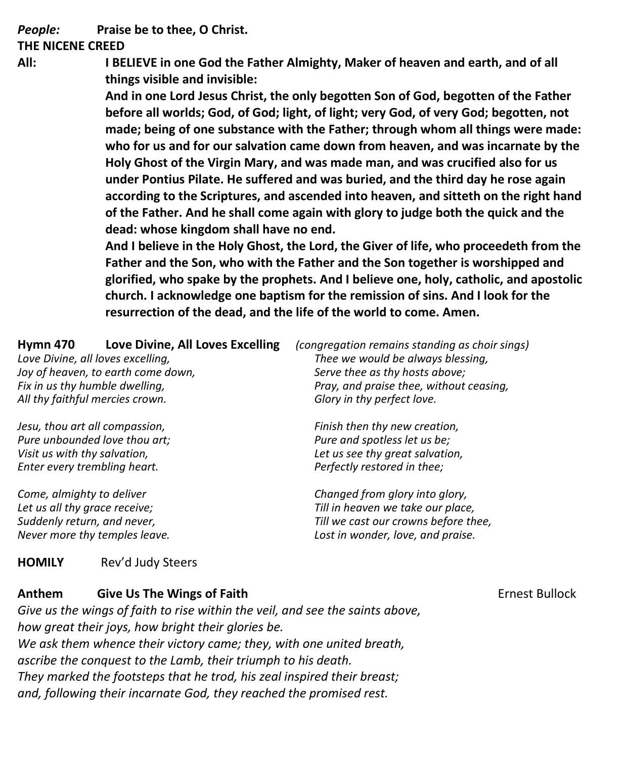***People:*** **Praise be to thee, O Christ.**

**THE NICENE CREED**

**All:** **I BELIEVE in one God the Father Almighty, Maker of heaven and earth, and of all things visible and invisible:**

**And in one Lord Jesus Christ, the only begotten Son of God, begotten of the Father before all worlds; God, of God; light, of light; very God, of very God; begotten, not made; being of one substance with the Father; through whom all things were made: who for us and for our salvation came down from heaven, and was incarnate by the Holy Ghost of the Virgin Mary, and was made man, and was crucified also for us under Pontius Pilate. He suffered and was buried, and the third day he rose again according to the Scriptures, and ascended into heaven, and sitteth on the right hand of the Father. And he shall come again with glory to judge both the quick and the dead: whose kingdom shall have no end.**

**And I believe in the Holy Ghost, the Lord, the Giver of life, who proceedeth from the Father and the Son, who with the Father and the Son together is worshipped and glorified, who spake by the prophets. And I believe one, holy, catholic, and apostolic church. I acknowledge one baptism for the remission of sins. And I look for the resurrection of the dead, and the life of the world to come. Amen.**

**Hymn 470 Love Divine, All Loves Excelling** *(congregation remains standing as choir sings)*

*Love Divine, all loves excelling,*
*Joy of heaven, to earth come down,*
*Fix in us thy humble dwelling,*
*All thy faithful mercies crown.*

*Jesu, thou art all compassion,*
*Pure unbounded love thou art;*
*Visit us with thy salvation,*
*Enter every trembling heart.*

*Come, almighty to deliver*
*Let us all thy grace receive;*
*Suddenly return, and never,*
*Never more thy temples leave.*

*Thee we would be always blessing,*
*Serve thee as thy hosts above;*
*Pray, and praise thee, without ceasing,*
*Glory in thy perfect love.*

*Finish then thy new creation,*
*Pure and spotless let us be;*
*Let us see thy great salvation,*
*Perfectly restored in thee;*

*Changed from glory into glory,*
*Till in heaven we take our place,*
*Till we cast our crowns before thee,*
*Lost in wonder, love, and praise.*

**HOMILY** Rev'd Judy Steers

**Anthem Give Us The Wings of Faith** Ernest Bullock

*Give us the wings of faith to rise within the veil, and see the saints above,*
*how great their joys, how bright their glories be.*
*We ask them whence their victory came; they, with one united breath,*
*ascribe the conquest to the Lamb, their triumph to his death.*
*They marked the footsteps that he trod, his zeal inspired their breast;*
*and, following their incarnate God, they reached the promised rest.*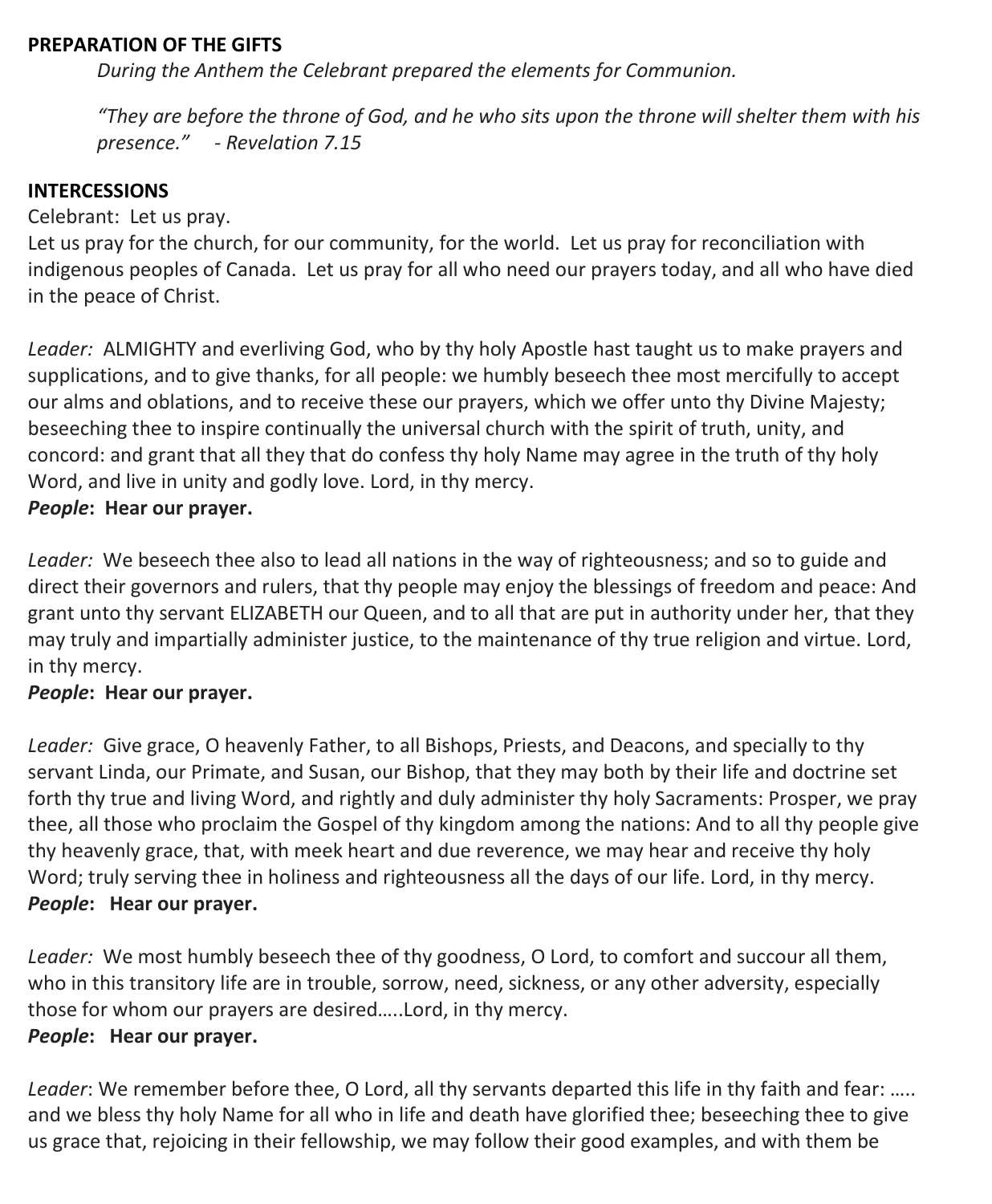**PREPARATION OF THE GIFTS**

*During the Anthem the Celebrant prepared the elements for Communion.*

*“They are before the throne of God, and he who sits upon the throne will shelter them with his presence.” - Revelation 7.15*

**INTERCESSIONS**

Celebrant: Let us pray.
Let us pray for the church, for our community, for the world. Let us pray for reconciliation with indigenous peoples of Canada. Let us pray for all who need our prayers today, and all who have died in the peace of Christ.

*Leader:* ALMIGHTY and everliving God, who by thy holy Apostle hast taught us to make prayers and supplications, and to give thanks, for all people: we humbly beseech thee most mercifully to accept our alms and oblations, and to receive these our prayers, which we offer unto thy Divine Majesty; beseeching thee to inspire continually the universal church with the spirit of truth, unity, and concord: and grant that all they that do confess thy holy Name may agree in the truth of thy holy Word, and live in unity and godly love. Lord, in thy mercy.
***People*****: Hear our prayer.**

*Leader:* We beseech thee also to lead all nations in the way of righteousness; and so to guide and direct their governors and rulers, that thy people may enjoy the blessings of freedom and peace: And grant unto thy servant ELIZABETH our Queen, and to all that are put in authority under her, that they may truly and impartially administer justice, to the maintenance of thy true religion and virtue. Lord, in thy mercy.
***People*****: Hear our prayer.**

*Leader:* Give grace, O heavenly Father, to all Bishops, Priests, and Deacons, and specially to thy servant Linda, our Primate, and Susan, our Bishop, that they may both by their life and doctrine set forth thy true and living Word, and rightly and duly administer thy holy Sacraments: Prosper, we pray thee, all those who proclaim the Gospel of thy kingdom among the nations: And to all thy people give thy heavenly grace, that, with meek heart and due reverence, we may hear and receive thy holy Word; truly serving thee in holiness and righteousness all the days of our life. Lord, in thy mercy.
***People*****: Hear our prayer.**

*Leader:* We most humbly beseech thee of thy goodness, O Lord, to comfort and succour all them, who in this transitory life are in trouble, sorrow, need, sickness, or any other adversity, especially those for whom our prayers are desired…..Lord, in thy mercy.
***People*****: Hear our prayer.**

*Leader*: We remember before thee, O Lord, all thy servants departed this life in thy faith and fear: ….. and we bless thy holy Name for all who in life and death have glorified thee; beseeching thee to give us grace that, rejoicing in their fellowship, we may follow their good examples, and with them be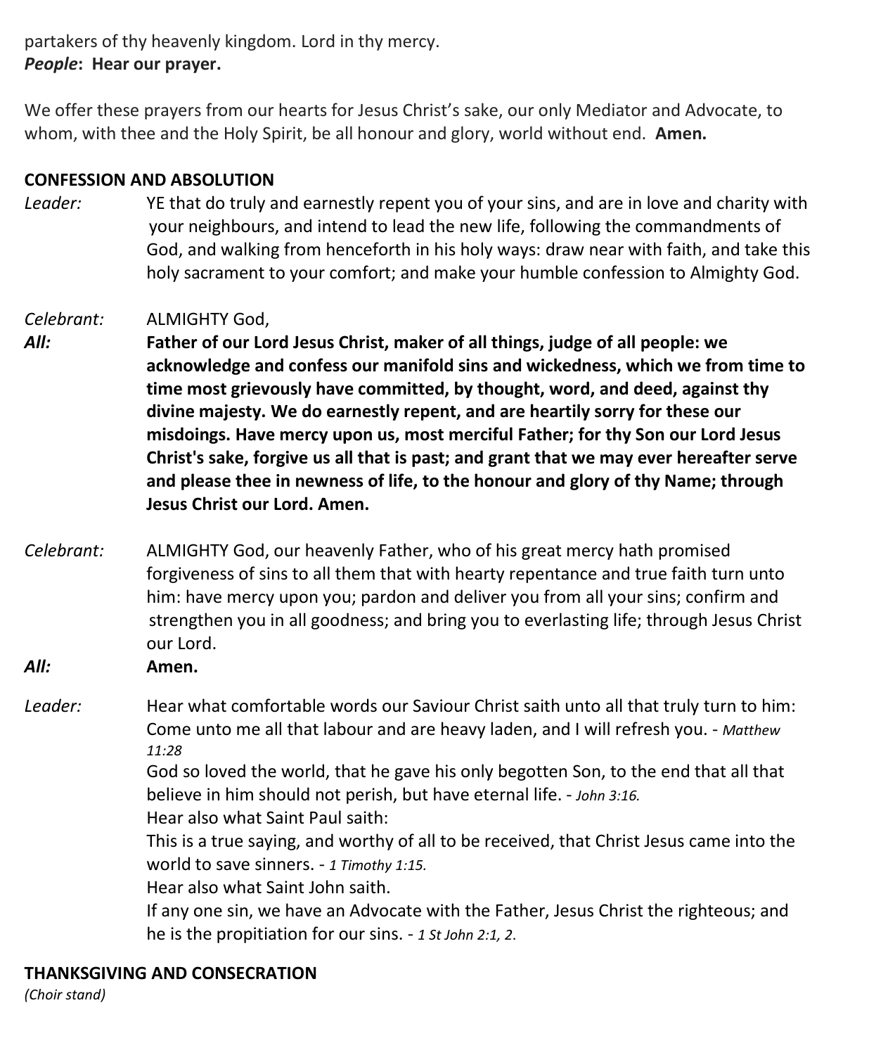partakers of thy heavenly kingdom. Lord in thy mercy.
***People*: Hear our prayer.**

We offer these prayers from our hearts for Jesus Christ's sake, our only Mediator and Advocate, to whom, with thee and the Holy Spirit, be all honour and glory, world without end. **Amen.**

**CONFESSION AND ABSOLUTION**

*Leader:* YE that do truly and earnestly repent you of your sins, and are in love and charity with your neighbours, and intend to lead the new life, following the commandments of God, and walking from henceforth in his holy ways: draw near with faith, and take this holy sacrament to your comfort; and make your humble confession to Almighty God.

*Celebrant:* ALMIGHTY God,

***All:*** **Father of our Lord Jesus Christ, maker of all things, judge of all people: we acknowledge and confess our manifold sins and wickedness, which we from time to time most grievously have committed, by thought, word, and deed, against thy divine majesty. We do earnestly repent, and are heartily sorry for these our misdoings. Have mercy upon us, most merciful Father; for thy Son our Lord Jesus Christ's sake, forgive us all that is past; and grant that we may ever hereafter serve and please thee in newness of life, to the honour and glory of thy Name; through Jesus Christ our Lord. Amen.**

*Celebrant:* ALMIGHTY God, our heavenly Father, who of his great mercy hath promised forgiveness of sins to all them that with hearty repentance and true faith turn unto him: have mercy upon you; pardon and deliver you from all your sins; confirm and strengthen you in all goodness; and bring you to everlasting life; through Jesus Christ our Lord.

***All:*** **Amen.**

*Leader:* Hear what comfortable words our Saviour Christ saith unto all that truly turn to him:
Come unto me all that labour and are heavy laden, and I will refresh you. - *Matthew 11:28*
God so loved the world, that he gave his only begotten Son, to the end that all that believe in him should not perish, but have eternal life. - *John 3:16.*
Hear also what Saint Paul saith:
This is a true saying, and worthy of all to be received, that Christ Jesus came into the world to save sinners. - *1 Timothy 1:15.*
Hear also what Saint John saith.
If any one sin, we have an Advocate with the Father, Jesus Christ the righteous; and he is the propitiation for our sins. - *1 St John 2:1, 2.*

**THANKSGIVING AND CONSECRATION**
*(Choir stand)*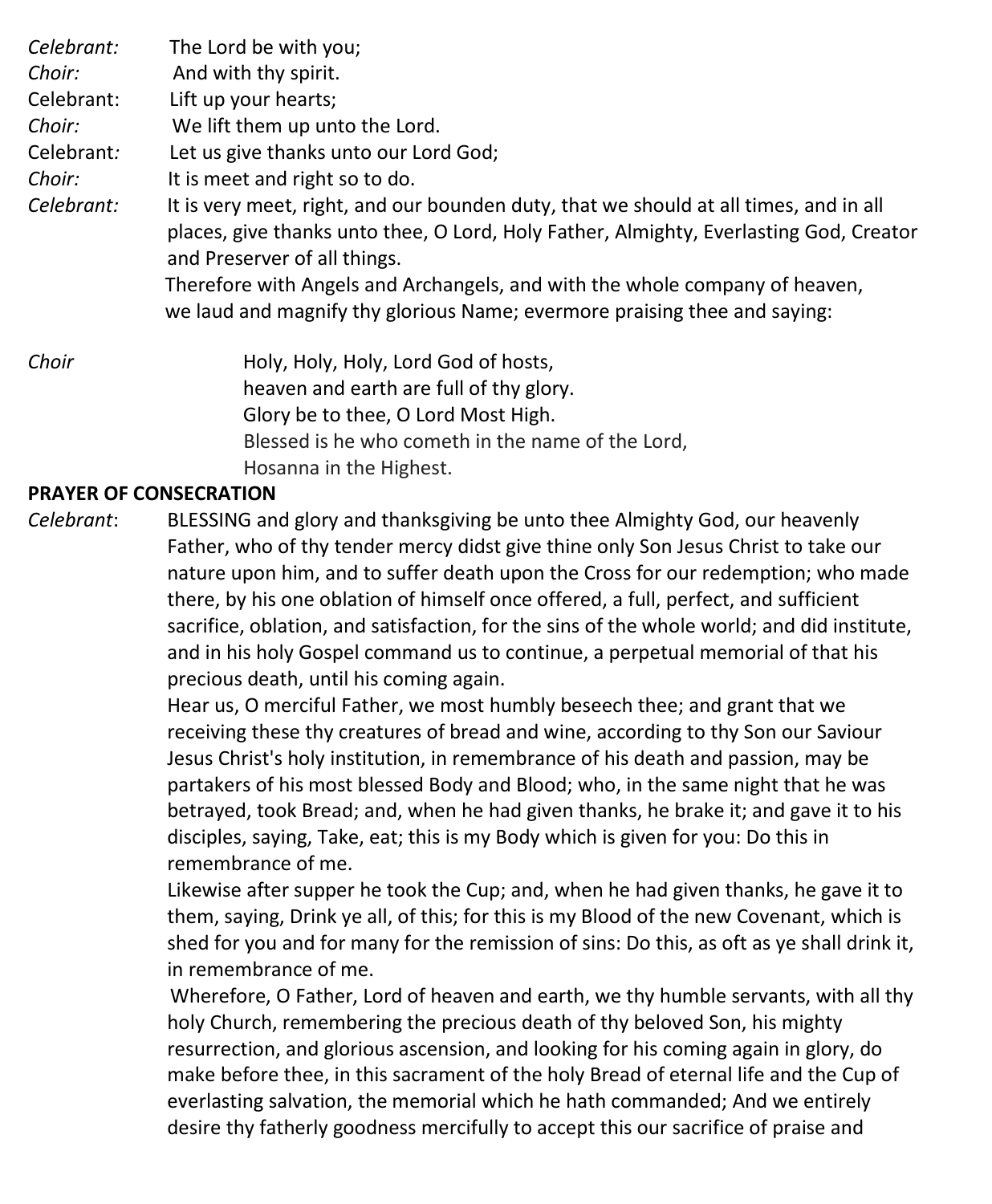*Celebrant:* The Lord be with you;
*Choir:* And with thy spirit.
Celebrant: Lift up your hearts;
*Choir:* We lift them up unto the Lord.
Celebrant*:* Let us give thanks unto our Lord God;
*Choir:* It is meet and right so to do.
*Celebrant:* It is very meet, right, and our bounden duty, that we should at all times, and in all places, give thanks unto thee, O Lord, Holy Father, Almighty, Everlasting God, Creator and Preserver of all things.

Therefore with Angels and Archangels, and with the whole company of heaven, we laud and magnify thy glorious Name; evermore praising thee and saying:

*Choir* Holy, Holy, Holy, Lord God of hosts,
heaven and earth are full of thy glory.
Glory be to thee, O Lord Most High.
Blessed is he who cometh in the name of the Lord,
Hosanna in the Highest.

**PRAYER OF CONSECRATION**

*Celebrant*: BLESSING and glory and thanksgiving be unto thee Almighty God, our heavenly Father, who of thy tender mercy didst give thine only Son Jesus Christ to take our nature upon him, and to suffer death upon the Cross for our redemption; who made there, by his one oblation of himself once offered, a full, perfect, and sufficient sacrifice, oblation, and satisfaction, for the sins of the whole world; and did institute, and in his holy Gospel command us to continue, a perpetual memorial of that his precious death, until his coming again.

Hear us, O merciful Father, we most humbly beseech thee; and grant that we receiving these thy creatures of bread and wine, according to thy Son our Saviour Jesus Christ's holy institution, in remembrance of his death and passion, may be partakers of his most blessed Body and Blood; who, in the same night that he was betrayed, took Bread; and, when he had given thanks, he brake it; and gave it to his disciples, saying, Take, eat; this is my Body which is given for you: Do this in remembrance of me.

Likewise after supper he took the Cup; and, when he had given thanks, he gave it to them, saying, Drink ye all, of this; for this is my Blood of the new Covenant, which is shed for you and for many for the remission of sins: Do this, as oft as ye shall drink it, in remembrance of me.

Wherefore, O Father, Lord of heaven and earth, we thy humble servants, with all thy holy Church, remembering the precious death of thy beloved Son, his mighty resurrection, and glorious ascension, and looking for his coming again in glory, do make before thee, in this sacrament of the holy Bread of eternal life and the Cup of everlasting salvation, the memorial which he hath commanded; And we entirely desire thy fatherly goodness mercifully to accept this our sacrifice of praise and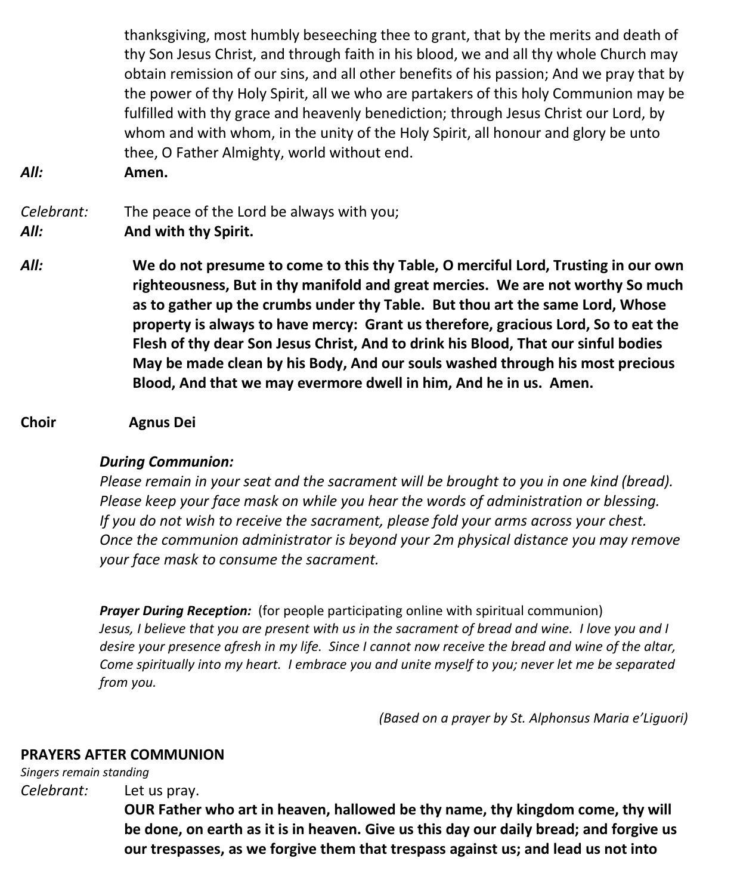thanksgiving, most humbly beseeching thee to grant, that by the merits and death of thy Son Jesus Christ, and through faith in his blood, we and all thy whole Church may obtain remission of our sins, and all other benefits of his passion; And we pray that by the power of thy Holy Spirit, all we who are partakers of this holy Communion may be fulfilled with thy grace and heavenly benediction; through Jesus Christ our Lord, by whom and with whom, in the unity of the Holy Spirit, all honour and glory be unto thee, O Father Almighty, world without end.

***All:*** **Amen.**

*Celebrant:* The peace of the Lord be always with you;

***All:*** **And with thy Spirit.**

***All:*** **We do not presume to come to this thy Table, O merciful Lord, Trusting in our own righteousness, But in thy manifold and great mercies. We are not worthy So much as to gather up the crumbs under thy Table. But thou art the same Lord, Whose property is always to have mercy: Grant us therefore, gracious Lord, So to eat the Flesh of thy dear Son Jesus Christ, And to drink his Blood, That our sinful bodies May be made clean by his Body, And our souls washed through his most precious Blood, And that we may evermore dwell in him, And he in us. Amen.**

**Choir** **Agnus Dei**

***During Communion:***
*Please remain in your seat and the sacrament will be brought to you in one kind (bread). Please keep your face mask on while you hear the words of administration or blessing. If you do not wish to receive the sacrament, please fold your arms across your chest. Once the communion administrator is beyond your 2m physical distance you may remove your face mask to consume the sacrament.*

***Prayer During Reception:*** (for people participating online with spiritual communion)
*Jesus, I believe that you are present with us in the sacrament of bread and wine. I love you and I desire your presence afresh in my life. Since I cannot now receive the bread and wine of the altar, Come spiritually into my heart. I embrace you and unite myself to you; never let me be separated from you.*

*(Based on a prayer by St. Alphonsus Maria e'Liguori)*

## PRAYERS AFTER COMMUNION

*Singers remain standing*

*Celebrant:* Let us pray.

**OUR Father who art in heaven, hallowed be thy name, thy kingdom come, thy will be done, on earth as it is in heaven. Give us this day our daily bread; and forgive us our trespasses, as we forgive them that trespass against us; and lead us not into**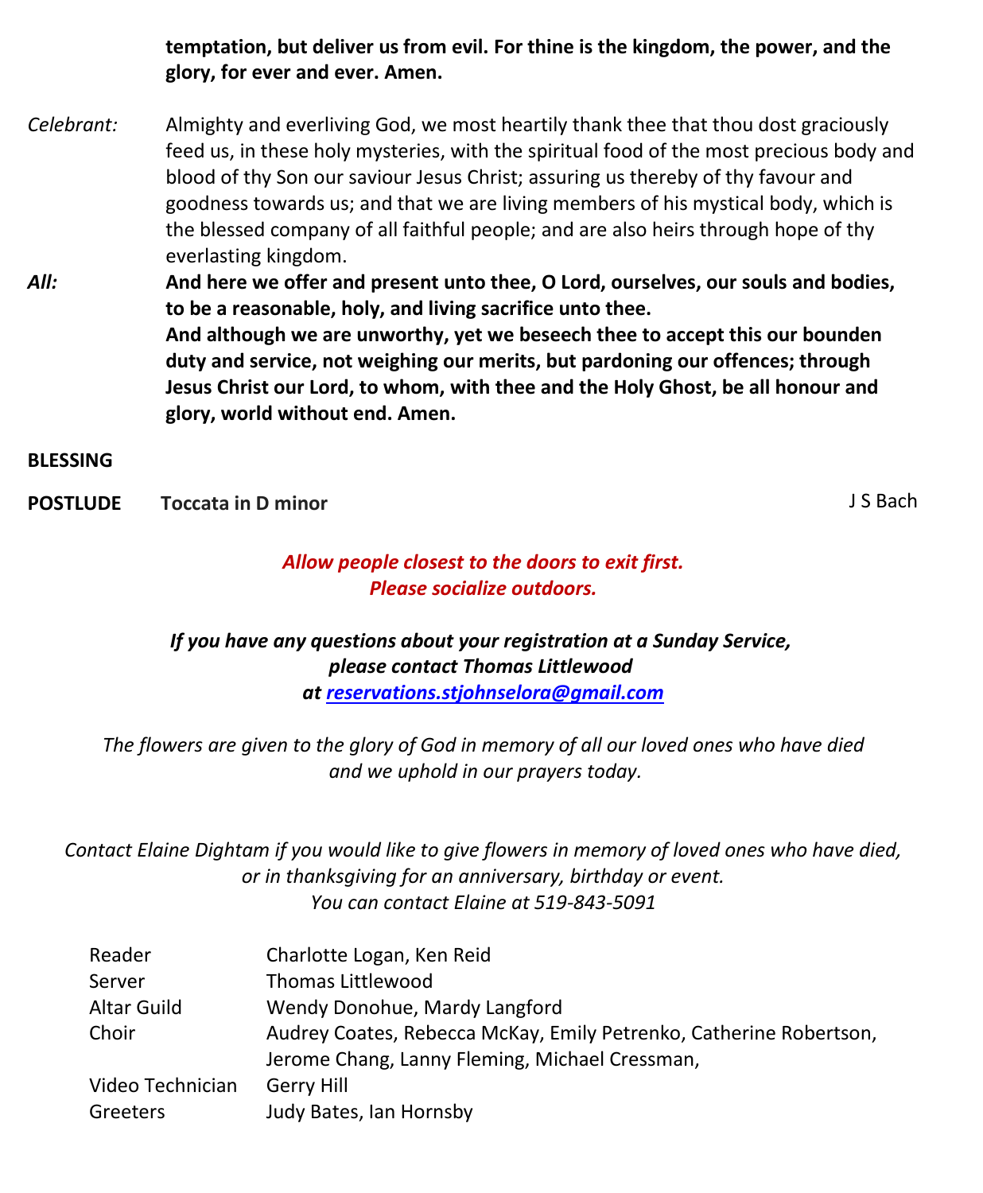**temptation, but deliver us from evil. For thine is the kingdom, the power, and the glory, for ever and ever. Amen.**

*Celebrant:* Almighty and everliving God, we most heartily thank thee that thou dost graciously feed us, in these holy mysteries, with the spiritual food of the most precious body and blood of thy Son our saviour Jesus Christ; assuring us thereby of thy favour and goodness towards us; and that we are living members of his mystical body, which is the blessed company of all faithful people; and are also heirs through hope of thy everlasting kingdom.

***All:*** **And here we offer and present unto thee, O Lord, ourselves, our souls and bodies, to be a reasonable, holy, and living sacrifice unto thee.**
**And although we are unworthy, yet we beseech thee to accept this our bounden duty and service, not weighing our merits, but pardoning our offences; through Jesus Christ our Lord, to whom, with thee and the Holy Ghost, be all honour and glory, world without end. Amen.**

**BLESSING**

**POSTLUDE** **Toccata in D minor** J S Bach

***Allow people closest to the doors to exit first.***
***Please socialize outdoors.***

***If you have any questions about your registration at a Sunday Service, please contact Thomas Littlewood at reservations.stjohnselora@gmail.com***

*The flowers are given to the glory of God in memory of all our loved ones who have died and we uphold in our prayers today.*

*Contact Elaine Dightam if you would like to give flowers in memory of loved ones who have died, or in thanksgiving for an anniversary, birthday or event.*
*You can contact Elaine at 519-843-5091*

| | |
|---|---|
| Reader | Charlotte Logan, Ken Reid |
| Server | Thomas Littlewood |
| Altar Guild | Wendy Donohue, Mardy Langford |
| Choir | Audrey Coates, Rebecca McKay, Emily Petrenko, Catherine Robertson, Jerome Chang, Lanny Fleming, Michael Cressman, |
| Video Technician | Gerry Hill |
| Greeters | Judy Bates, Ian Hornsby |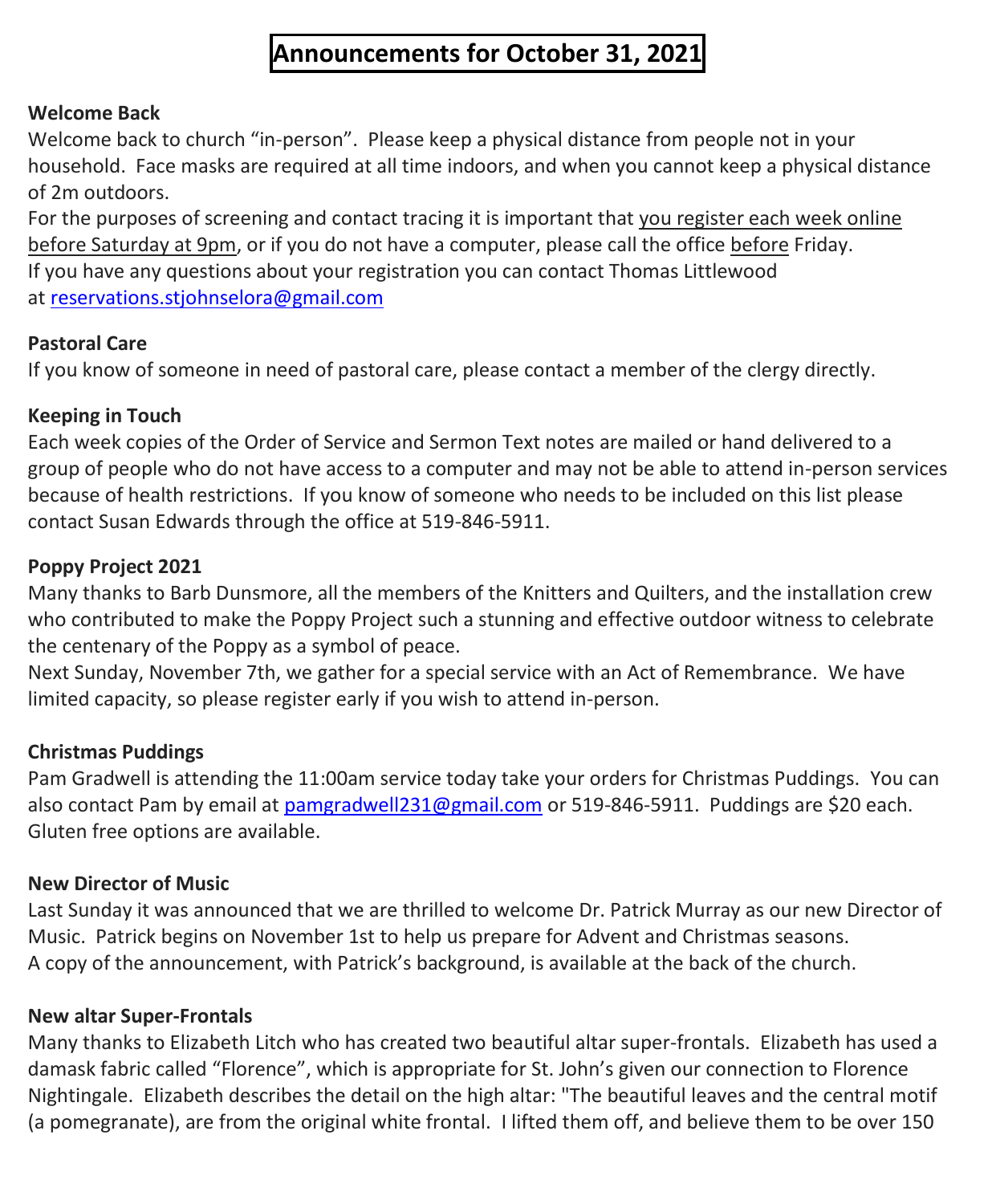# Announcements for October 31, 2021

**Welcome Back**

Welcome back to church "in-person". Please keep a physical distance from people not in your household. Face masks are required at all time indoors, and when you cannot keep a physical distance of 2m outdoors.

For the purposes of screening and contact tracing it is important that <u>you register each week online before Saturday at 9pm</u>, or if you do not have a computer, please call the office <u>before</u> Friday.

If you have any questions about your registration you can contact Thomas Littlewood at reservations.stjohnselora@gmail.com

**Pastoral Care**

If you know of someone in need of pastoral care, please contact a member of the clergy directly.

**Keeping in Touch**

Each week copies of the Order of Service and Sermon Text notes are mailed or hand delivered to a group of people who do not have access to a computer and may not be able to attend in-person services because of health restrictions. If you know of someone who needs to be included on this list please contact Susan Edwards through the office at 519-846-5911.

**Poppy Project 2021**

Many thanks to Barb Dunsmore, all the members of the Knitters and Quilters, and the installation crew who contributed to make the Poppy Project such a stunning and effective outdoor witness to celebrate the centenary of the Poppy as a symbol of peace.

Next Sunday, November 7th, we gather for a special service with an Act of Remembrance. We have limited capacity, so please register early if you wish to attend in-person.

**Christmas Puddings**

Pam Gradwell is attending the 11:00am service today take your orders for Christmas Puddings. You can also contact Pam by email at pamgradwell231@gmail.com or 519-846-5911. Puddings are $20 each. Gluten free options are available.

**New Director of Music**

Last Sunday it was announced that we are thrilled to welcome Dr. Patrick Murray as our new Director of Music. Patrick begins on November 1st to help us prepare for Advent and Christmas seasons.

A copy of the announcement, with Patrick's background, is available at the back of the church.

**New altar Super-Frontals**

Many thanks to Elizabeth Litch who has created two beautiful altar super-frontals. Elizabeth has used a damask fabric called "Florence", which is appropriate for St. John's given our connection to Florence Nightingale. Elizabeth describes the detail on the high altar: "The beautiful leaves and the central motif (a pomegranate), are from the original white frontal. I lifted them off, and believe them to be over 150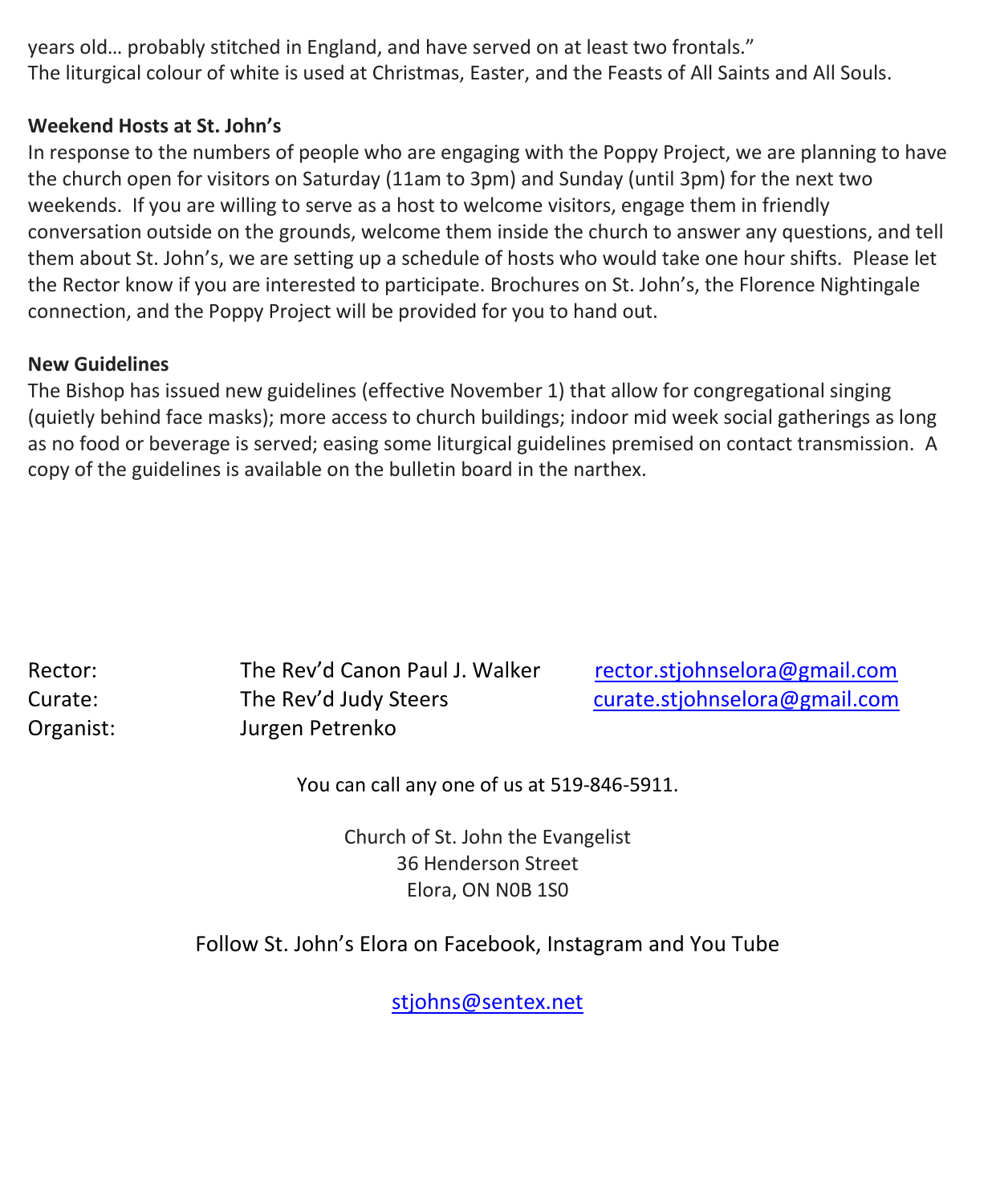years old… probably stitched in England, and have served on at least two frontals."
The liturgical colour of white is used at Christmas, Easter, and the Feasts of All Saints and All Souls.

**Weekend Hosts at St. John's**

In response to the numbers of people who are engaging with the Poppy Project, we are planning to have the church open for visitors on Saturday (11am to 3pm) and Sunday (until 3pm) for the next two weekends. If you are willing to serve as a host to welcome visitors, engage them in friendly conversation outside on the grounds, welcome them inside the church to answer any questions, and tell them about St. John's, we are setting up a schedule of hosts who would take one hour shifts. Please let the Rector know if you are interested to participate. Brochures on St. John's, the Florence Nightingale connection, and the Poppy Project will be provided for you to hand out.

**New Guidelines**

The Bishop has issued new guidelines (effective November 1) that allow for congregational singing (quietly behind face masks); more access to church buildings; indoor mid week social gatherings as long as no food or beverage is served; easing some liturgical guidelines premised on contact transmission. A copy of the guidelines is available on the bulletin board in the narthex.

| | | |
|---|---|---|
| Rector: | The Rev'd Canon Paul J. Walker | rector.stjohnselora@gmail.com |
| Curate: | The Rev'd Judy Steers | curate.stjohnselora@gmail.com |
| Organist: | Jurgen Petrenko | |

You can call any one of us at 519-846-5911.

Church of St. John the Evangelist
36 Henderson Street
Elora, ON N0B 1S0

Follow St. John's Elora on Facebook, Instagram and You Tube

stjohns@sentex.net